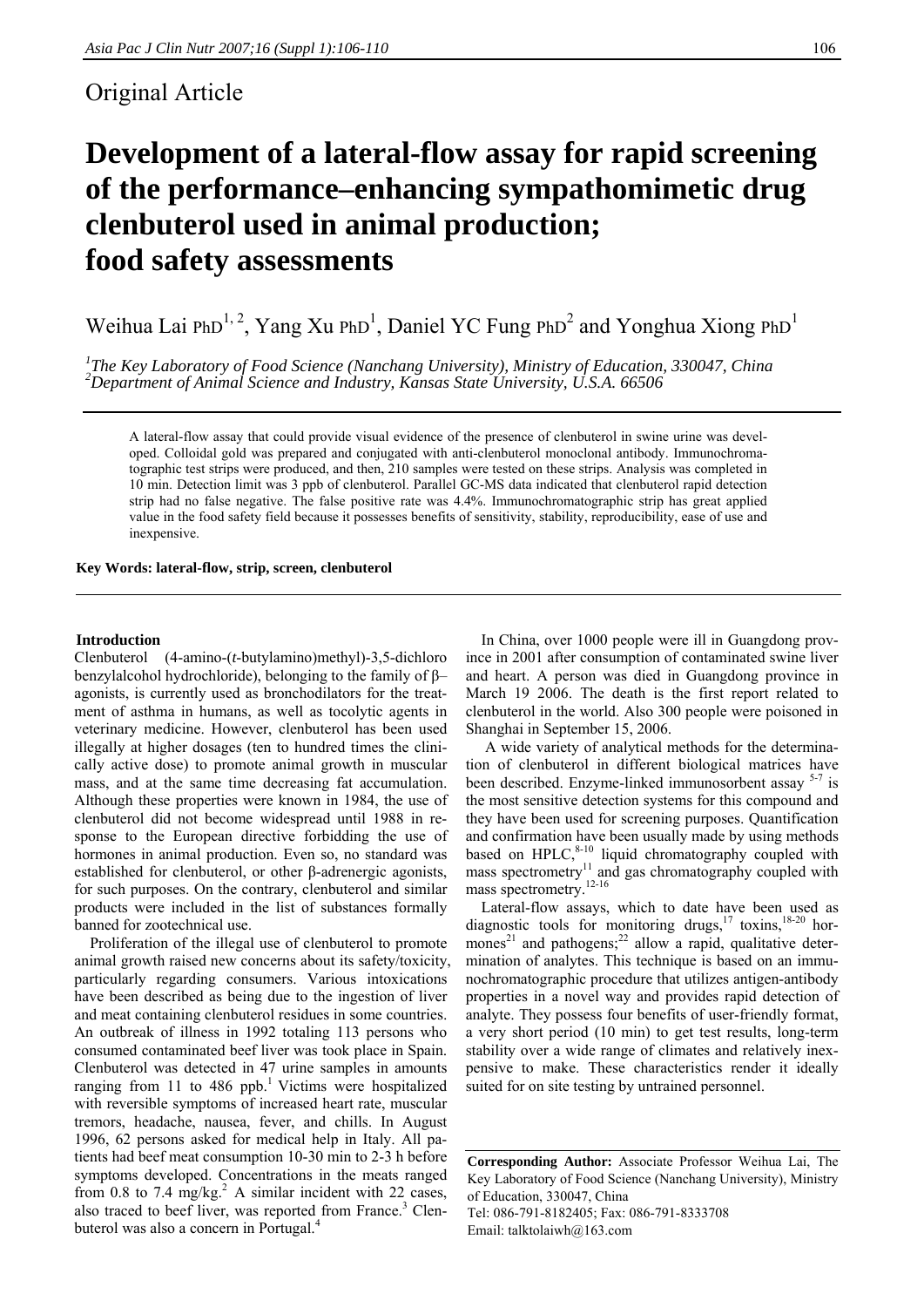Original Article

# Development of a lateral-flow assay for rapid screening of the performance–enhancing sympathomimetic drug clenbuterol used in animal production; food safety assessments

Weihua Lai PhD[1, 2], Yang Xu PhD[1], Daniel YC Fung PhD[2] and Yonghua Xiong PhD[1]

*[1]The Key Laboratory of Food Science (Nanchang University), Ministry of Education, 330047, China*
*[2]Department of Animal Science and Industry, Kansas State University, U.S.A. 66506*

A lateral-flow assay that could provide visual evidence of the presence of clenbuterol in swine urine was developed. Colloidal gold was prepared and conjugated with anti-clenbuterol monoclonal antibody. Immunochromatographic test strips were produced, and then, 210 samples were tested on these strips. Analysis was completed in 10 min. Detection limit was 3 ppb of clenbuterol. Parallel GC-MS data indicated that clenbuterol rapid detection strip had no false negative. The false positive rate was 4.4%. Immunochromatographic strip has great applied value in the food safety field because it possesses benefits of sensitivity, stability, reproducibility, ease of use and inexpensive.

**Key Words: lateral-flow, strip, screen, clenbuterol**

## Introduction

Clenbuterol (4-amino-(*t*-butylamino)methyl)-3,5-dichloro benzylalcohol hydrochloride), belonging to the family of β–agonists, is currently used as bronchodilators for the treatment of asthma in humans, as well as tocolytic agents in veterinary medicine. However, clenbuterol has been used illegally at higher dosages (ten to hundred times the clinically active dose) to promote animal growth in muscular mass, and at the same time decreasing fat accumulation. Although these properties were known in 1984, the use of clenbuterol did not become widespread until 1988 in response to the European directive forbidding the use of hormones in animal production. Even so, no standard was established for clenbuterol, or other β-adrenergic agonists, for such purposes. On the contrary, clenbuterol and similar products were included in the list of substances formally banned for zootechnical use.

Proliferation of the illegal use of clenbuterol to promote animal growth raised new concerns about its safety/toxicity, particularly regarding consumers. Various intoxications have been described as being due to the ingestion of liver and meat containing clenbuterol residues in some countries. An outbreak of illness in 1992 totaling 113 persons who consumed contaminated beef liver was took place in Spain. Clenbuterol was detected in 47 urine samples in amounts ranging from 11 to 486 ppb.[1] Victims were hospitalized with reversible symptoms of increased heart rate, muscular tremors, headache, nausea, fever, and chills. In August 1996, 62 persons asked for medical help in Italy. All patients had beef meat consumption 10-30 min to 2-3 h before symptoms developed. Concentrations in the meats ranged from 0.8 to 7.4 mg/kg.[2] A similar incident with 22 cases, also traced to beef liver, was reported from France.[3] Clenbuterol was also a concern in Portugal.[4]

In China, over 1000 people were ill in Guangdong province in 2001 after consumption of contaminated swine liver and heart. A person was died in Guangdong province in March 19 2006. The death is the first report related to clenbuterol in the world. Also 300 people were poisoned in Shanghai in September 15, 2006.

A wide variety of analytical methods for the determination of clenbuterol in different biological matrices have been described. Enzyme-linked immunosorbent assay [5-7] is the most sensitive detection systems for this compound and they have been used for screening purposes. Quantification and confirmation have been usually made by using methods based on HPLC,[8-10] liquid chromatography coupled with mass spectrometry[11] and gas chromatography coupled with mass spectrometry.[12-16]

Lateral-flow assays, which to date have been used as diagnostic tools for monitoring drugs,[17] toxins,[18-20] hormones[21] and pathogens;[22] allow a rapid, qualitative determination of analytes. This technique is based on an immunochromatographic procedure that utilizes antigen-antibody properties in a novel way and provides rapid detection of analyte. They possess four benefits of user-friendly format, a very short period (10 min) to get test results, long-term stability over a wide range of climates and relatively inexpensive to make. These characteristics render it ideally suited for on site testing by untrained personnel.

**Corresponding Author:** Associate Professor Weihua Lai, The Key Laboratory of Food Science (Nanchang University), Ministry of Education, 330047, China
Tel: 086-791-8182405; Fax: 086-791-8333708
Email: talktolaiwh@163.com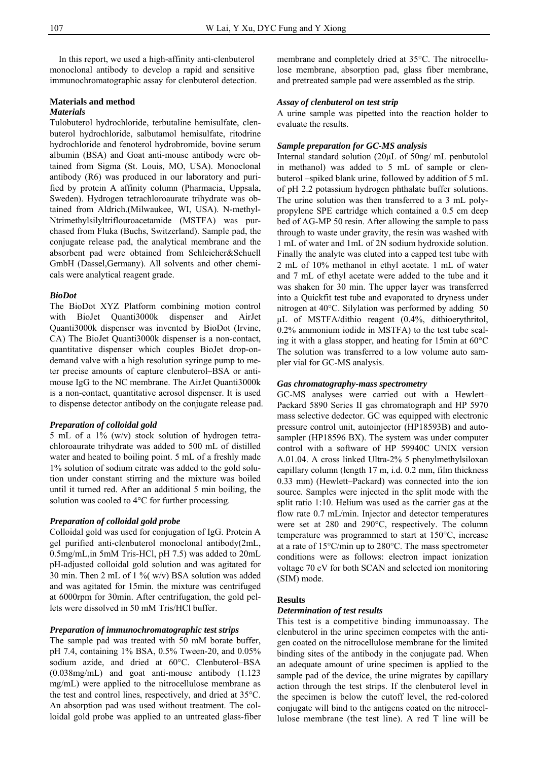In this report, we used a high-affinity anti-clenbuterol monoclonal antibody to develop a rapid and sensitive immunochromatographic assay for clenbuterol detection.

## Materials and method

### *Materials*

Tulobuterol hydrochloride, terbutaline hemisulfate, clenbuterol hydrochloride, salbutamol hemisulfate, ritodrine hydrochloride and fenoterol hydrobromide, bovine serum albumin (BSA) and Goat anti-mouse antibody were obtained from Sigma (St. Louis, MO, USA). Monoclonal antibody (R6) was produced in our laboratory and purified by protein A affinity column (Pharmacia, Uppsala, Sweden). Hydrogen tetrachloroaurate trihydrate was obtained from Aldrich.(Milwaukee, WI, USA). N-methyl-Ntrimethylsilyltriflouroacetamide (MSTFA) was purchased from Fluka (Buchs, Switzerland). Sample pad, the conjugate release pad, the analytical membrane and the absorbent pad were obtained from Schleicher&Schuell GmbH (Dassel,Germany). All solvents and other chemicals were analytical reagent grade.

### *BioDot*

The BioDot XYZ Platform combining motion control with BioJet Quanti3000k dispenser and AirJet Quanti3000k dispenser was invented by BioDot (Irvine, CA) The BioJet Quanti3000k dispenser is a non-contact, quantitative dispenser which couples BioJet drop-on-demand valve with a high resolution syringe pump to meter precise amounts of capture clenbuterol–BSA or anti-mouse IgG to the NC membrane. The AirJet Quanti3000k is a non-contact, quantitative aerosol dispenser. It is used to dispense detector antibody on the conjugate release pad.

### *Preparation of colloidal gold*

5 mL of a 1% (w/v) stock solution of hydrogen tetrachloroaurate trihydrate was added to 500 mL of distilled water and heated to boiling point. 5 mL of a freshly made 1% solution of sodium citrate was added to the gold solution under constant stirring and the mixture was boiled until it turned red. After an additional 5 min boiling, the solution was cooled to 4°C for further processing.

### *Preparation of colloidal gold probe*

Colloidal gold was used for conjugation of IgG. Protein A gel purified anti-clenbuterol monoclonal antibody(2mL, 0.5mg/mL,in 5mM Tris-HCl, pH 7.5) was added to 20mL pH-adjusted colloidal gold solution and was agitated for 30 min. Then 2 mL of 1 %( w/v) BSA solution was added and was agitated for 15min. the mixture was centrifuged at 6000rpm for 30min. After centrifugation, the gold pellets were dissolved in 50 mM Tris/HCl buffer.

### *Preparation of immunochromatographic test strips*

The sample pad was treated with 50 mM borate buffer, pH 7.4, containing 1% BSA, 0.5% Tween-20, and 0.05% sodium azide, and dried at 60°C. Clenbuterol–BSA (0.038mg/mL) and goat anti-mouse antibody (1.123 mg/mL) were applied to the nitrocellulose membrane as the test and control lines, respectively, and dried at 35°C. An absorption pad was used without treatment. The colloidal gold probe was applied to an untreated glass-fiber membrane and completely dried at 35°C. The nitrocellulose membrane, absorption pad, glass fiber membrane, and pretreated sample pad were assembled as the strip.

### *Assay of clenbuterol on test strip*

A urine sample was pipetted into the reaction holder to evaluate the results.

### *Sample preparation for GC-MS analysis*

Internal standard solution (20μL of 50ng/ mL penbutolol in methanol) was added to 5 mL of sample or clenbuterol –spiked blank urine, followed by addition of 5 mL of pH 2.2 potassium hydrogen phthalate buffer solutions. The urine solution was then transferred to a 3 mL polypropylene SPE cartridge which contained a 0.5 cm deep bed of AG-MP 50 resin. After allowing the sample to pass through to waste under gravity, the resin was washed with 1 mL of water and 1mL of 2N sodium hydroxide solution. Finally the analyte was eluted into a capped test tube with 2 mL of 10% methanol in ethyl acetate. 1 mL of water and 7 mL of ethyl acetate were added to the tube and it was shaken for 30 min. The upper layer was transferred into a Quickfit test tube and evaporated to dryness under nitrogen at 40°C. Silylation was performed by adding 50 μL of MSTFA/dithio reagent (0.4%, dithioerythritol, 0.2% ammonium iodide in MSTFA) to the test tube sealing it with a glass stopper, and heating for 15min at 60°C The solution was transferred to a low volume auto sampler vial for GC-MS analysis.

### *Gas chromatography-mass spectrometry*

GC-MS analyses were carried out with a Hewlett–Packard 5890 Series II gas chromatograph and HP 5970 mass selective dedector. GC was equipped with electronic pressure control unit, autoinjector (HP18593B) and autosampler (HP18596 BX). The system was under computer control with a software of HP 59940C UNIX version A.01.04. A cross linked Ultra-2% 5 phenylmethylsiloxan capillary column (length 17 m, i.d. 0.2 mm, film thickness 0.33 mm) (Hewlett–Packard) was connected into the ion source. Samples were injected in the split mode with the split ratio 1:10. Helium was used as the carrier gas at the flow rate 0.7 mL/min. Injector and detector temperatures were set at 280 and 290°C, respectively. The column temperature was programmed to start at 150°C, increase at a rate of 15°C/min up to 280°C. The mass spectrometer conditions were as follows: electron impact ionization voltage 70 eV for both SCAN and selected ion monitoring (SIM) mode.

## Results

### *Determination of test results*

This test is a competitive binding immunoassay. The clenbuterol in the urine specimen competes with the antigen coated on the nitrocellulose membrane for the limited binding sites of the antibody in the conjugate pad. When an adequate amount of urine specimen is applied to the sample pad of the device, the urine migrates by capillary action through the test strips. If the clenbuterol level in the specimen is below the cutoff level, the red-colored conjugate will bind to the antigens coated on the nitrocellulose membrane (the test line). A red T line will be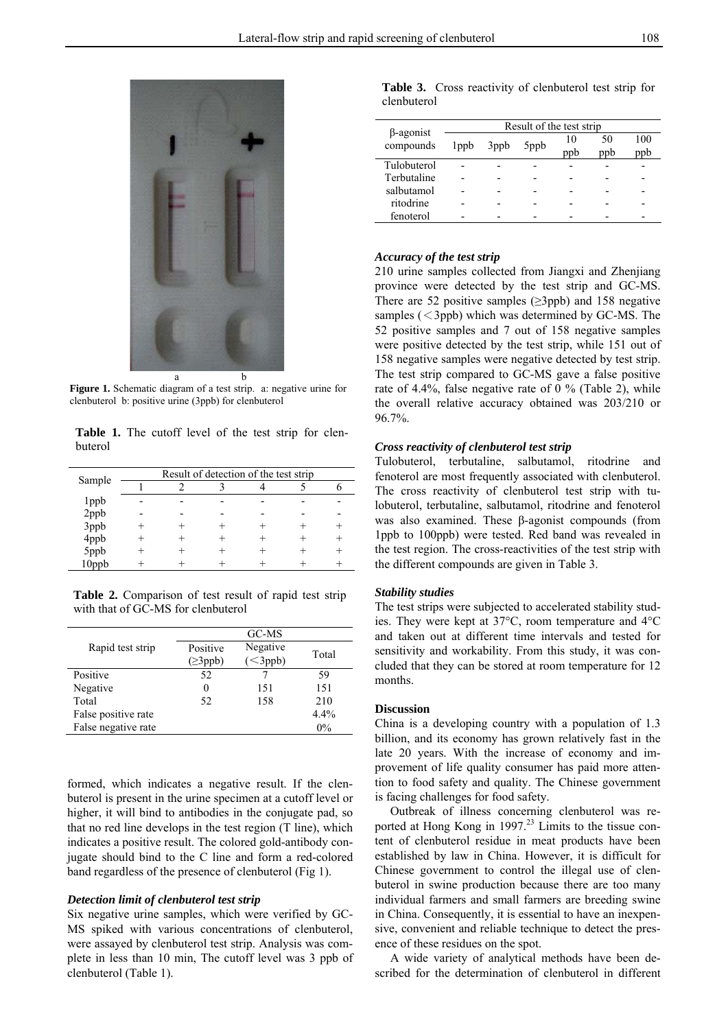a b

**Figure 1.** Schematic diagram of a test strip. a: negative urine for clenbuterol b: positive urine (3ppb) for clenbuterol

**Table 1.** The cutoff level of the test strip for clenbuterol

| Sample | Result of detection of the test strip | | | | | |
|---|---|---|---|---|---|---|
| | 1 | 2 | 3 | 4 | 5 | 6 |
| 1ppb | - | - | - | - | - | - |
| 2ppb | - | - | - | - | - | - |
| 3ppb | + | + | + | + | + | + |
| 4ppb | + | + | + | + | + | + |
| 5ppb | + | + | + | + | + | + |
| 10ppb | + | + | + | + | + | + |

**Table 2.** Comparison of test result of rapid test strip with that of GC-MS for clenbuterol

| Rapid test strip | GC-MS | | |
|---|---|---|---|
| | Positive (≥3ppb) | Negative (＜3ppb) | Total |
| Positive | 52 | 7 | 59 |
| Negative | 0 | 151 | 151 |
| Total | 52 | 158 | 210 |
| False positive rate | | | 4.4% |
| False negative rate | | | 0% |

formed, which indicates a negative result. If the clenbuterol is present in the urine specimen at a cutoff level or higher, it will bind to antibodies in the conjugate pad, so that no red line develops in the test region (T line), which indicates a positive result. The colored gold-antibody conjugate should bind to the C line and form a red-colored band regardless of the presence of clenbuterol (Fig 1).

### *Detection limit of clenbuterol test strip*

Six negative urine samples, which were verified by GC-MS spiked with various concentrations of clenbuterol, were assayed by clenbuterol test strip. Analysis was complete in less than 10 min, The cutoff level was 3 ppb of clenbuterol (Table 1).

**Table 3.** Cross reactivity of clenbuterol test strip for clenbuterol

| β-agonist compounds | Result of the test strip | | | | | |
|---|---|---|---|---|---|---|
| | 1ppb | 3ppb | 5ppb | 10 ppb | 50 ppb | 100 ppb |
| Tulobuterol | - | - | - | - | - | - |
| Terbutaline | - | - | - | - | - | - |
| salbutamol | - | - | - | - | - | - |
| ritodrine | - | - | - | - | - | - |
| fenoterol | - | - | - | - | - | - |

### *Accuracy of the test strip*

210 urine samples collected from Jiangxi and Zhenjiang province were detected by the test strip and GC-MS. There are 52 positive samples (≥3ppb) and 158 negative samples (＜3ppb) which was determined by GC-MS. The 52 positive samples and 7 out of 158 negative samples were positive detected by the test strip, while 151 out of 158 negative samples were negative detected by test strip. The test strip compared to GC-MS gave a false positive rate of 4.4%, false negative rate of 0 % (Table 2), while the overall relative accuracy obtained was 203/210 or 96.7%.

### *Cross reactivity of clenbuterol test strip*

Tulobuterol, terbutaline, salbutamol, ritodrine and fenoterol are most frequently associated with clenbuterol. The cross reactivity of clenbuterol test strip with tulobuterol, terbutaline, salbutamol, ritodrine and fenoterol was also examined. These β-agonist compounds (from 1ppb to 100ppb) were tested. Red band was revealed in the test region. The cross-reactivities of the test strip with the different compounds are given in Table 3.

### *Stability studies*

The test strips were subjected to accelerated stability studies. They were kept at 37°C, room temperature and 4°C and taken out at different time intervals and tested for sensitivity and workability. From this study, it was concluded that they can be stored at room temperature for 12 months.

## Discussion

China is a developing country with a population of 1.3 billion, and its economy has grown relatively fast in the late 20 years. With the increase of economy and improvement of life quality consumer has paid more attention to food safety and quality. The Chinese government is facing challenges for food safety.

Outbreak of illness concerning clenbuterol was reported at Hong Kong in 1997.[23] Limits to the tissue content of clenbuterol residue in meat products have been established by law in China. However, it is difficult for Chinese government to control the illegal use of clenbuterol in swine production because there are too many individual farmers and small farmers are breeding swine in China. Consequently, it is essential to have an inexpensive, convenient and reliable technique to detect the presence of these residues on the spot.

A wide variety of analytical methods have been described for the determination of clenbuterol in different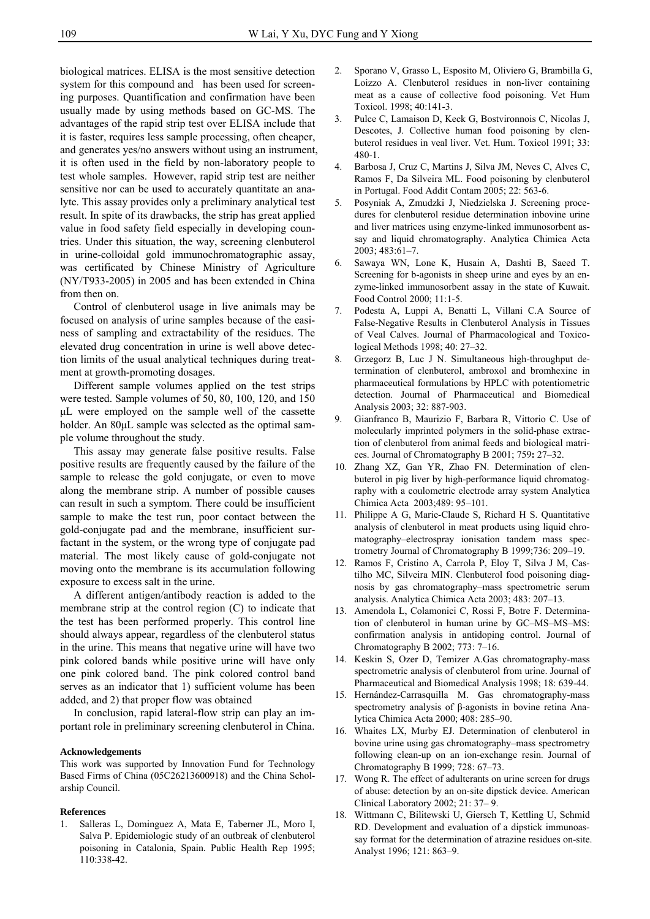biological matrices. ELISA is the most sensitive detection system for this compound and has been used for screening purposes. Quantification and confirmation have been usually made by using methods based on GC-MS. The advantages of the rapid strip test over ELISA include that it is faster, requires less sample processing, often cheaper, and generates yes/no answers without using an instrument, it is often used in the field by non-laboratory people to test whole samples. However, rapid strip test are neither sensitive nor can be used to accurately quantitate an analyte. This assay provides only a preliminary analytical test result. In spite of its drawbacks, the strip has great applied value in food safety field especially in developing countries. Under this situation, the way, screening clenbuterol in urine-colloidal gold immunochromatographic assay, was certificated by Chinese Ministry of Agriculture (NY/T933-2005) in 2005 and has been extended in China from then on.

Control of clenbuterol usage in live animals may be focused on analysis of urine samples because of the easiness of sampling and extractability of the residues. The elevated drug concentration in urine is well above detection limits of the usual analytical techniques during treatment at growth-promoting dosages.

Different sample volumes applied on the test strips were tested. Sample volumes of 50, 80, 100, 120, and 150 μL were employed on the sample well of the cassette holder. An 80μL sample was selected as the optimal sample volume throughout the study.

This assay may generate false positive results. False positive results are frequently caused by the failure of the sample to release the gold conjugate, or even to move along the membrane strip. A number of possible causes can result in such a symptom. There could be insufficient sample to make the test run, poor contact between the gold-conjugate pad and the membrane, insufficient surfactant in the system, or the wrong type of conjugate pad material. The most likely cause of gold-conjugate not moving onto the membrane is its accumulation following exposure to excess salt in the urine.

A different antigen/antibody reaction is added to the membrane strip at the control region (C) to indicate that the test has been performed properly. This control line should always appear, regardless of the clenbuterol status in the urine. This means that negative urine will have two pink colored bands while positive urine will have only one pink colored band. The pink colored control band serves as an indicator that 1) sufficient volume has been added, and 2) that proper flow was obtained

In conclusion, rapid lateral-flow strip can play an important role in preliminary screening clenbuterol in China.

#### Acknowledgements

This work was supported by Innovation Fund for Technology Based Firms of China (05C26213600918) and the China Scholarship Council.

#### References

1. Salleras L, Dominguez A, Mata E, Taberner JL, Moro I, Salva P. Epidemiologic study of an outbreak of clenbuterol poisoning in Catalonia, Spain. Public Health Rep 1995; 110:338-42.
2. Sporano V, Grasso L, Esposito M, Oliviero G, Brambilla G, Loizzo A. Clenbuterol residues in non-liver containing meat as a cause of collective food poisoning. Vet Hum Toxicol. 1998; 40:141-3.
3. Pulce C, Lamaison D, Keck G, Bostvironnois C, Nicolas J, Descotes, J. Collective human food poisoning by clenbuterol residues in veal liver. Vet. Hum. Toxicol 1991; 33: 480-1.
4. Barbosa J, Cruz C, Martins J, Silva JM, Neves C, Alves C, Ramos F, Da Silveira ML. Food poisoning by clenbuterol in Portugal. Food Addit Contam 2005; 22: 563-6.
5. Posyniak A, Zmudzki J, Niedzielska J. Screening procedures for clenbuterol residue determination inbovine urine and liver matrices using enzyme-linked immunosorbent assay and liquid chromatography. Analytica Chimica Acta 2003; 483:61–7.
6. Sawaya WN, Lone K, Husain A, Dashti B, Saeed T. Screening for b-agonists in sheep urine and eyes by an enzyme-linked immunosorbent assay in the state of Kuwait. Food Control 2000; 11:1-5.
7. Podesta A, Luppi A, Benatti L, Villani C.A Source of False-Negative Results in Clenbuterol Analysis in Tissues of Veal Calves. Journal of Pharmacological and Toxicological Methods 1998; 40: 27–32.
8. Grzegorz B, Luc J N. Simultaneous high-throughput determination of clenbuterol, ambroxol and bromhexine in pharmaceutical formulations by HPLC with potentiometric detection. Journal of Pharmaceutical and Biomedical Analysis 2003; 32: 887-903.
9. Gianfranco B, Maurizio F, Barbara R, Vittorio C. Use of molecularly imprinted polymers in the solid-phase extraction of clenbuterol from animal feeds and biological matrices. Journal of Chromatography B 2001; 759**:** 27–32.
10. Zhang XZ, Gan YR, Zhao FN. Determination of clenbuterol in pig liver by high-performance liquid chromatography with a coulometric electrode array system Analytica Chimica Acta 2003;489: 95–101.
11. Philippe A G, Marie-Claude S, Richard H S. Quantitative analysis of clenbuterol in meat products using liquid chromatography–electrospray ionisation tandem mass spectrometry Journal of Chromatography B 1999;736: 209–19.
12. Ramos F, Cristino A, Carrola P, Eloy T, Silva J M, Castilho MC, Silveira MIN. Clenbuterol food poisoning diagnosis by gas chromatography–mass spectrometric serum analysis. Analytica Chimica Acta 2003; 483: 207–13.
13. Amendola L, Colamonici C, Rossi F, Botre F. Determination of clenbuterol in human urine by GC–MS–MS–MS: confirmation analysis in antidoping control. Journal of Chromatography B 2002; 773: 7–16.
14. Keskin S, Ozer D, Temizer A.Gas chromatography-mass spectrometric analysis of clenbuterol from urine. Journal of Pharmaceutical and Biomedical Analysis 1998; 18: 639-44.
15. Hernández-Carrasquilla M. Gas chromatography-mass spectrometry analysis of β-agonists in bovine retina Analytica Chimica Acta 2000; 408: 285–90.
16. Whaites LX, Murby EJ. Determination of clenbuterol in bovine urine using gas chromatography–mass spectrometry following clean-up on an ion-exchange resin. Journal of Chromatography B 1999; 728: 67–73.
17. Wong R. The effect of adulterants on urine screen for drugs of abuse: detection by an on-site dipstick device. American Clinical Laboratory 2002; 21: 37– 9.
18. Wittmann C, Bilitewski U, Giersch T, Kettling U, Schmid RD. Development and evaluation of a dipstick immunoassay format for the determination of atrazine residues on-site. Analyst 1996; 121: 863–9.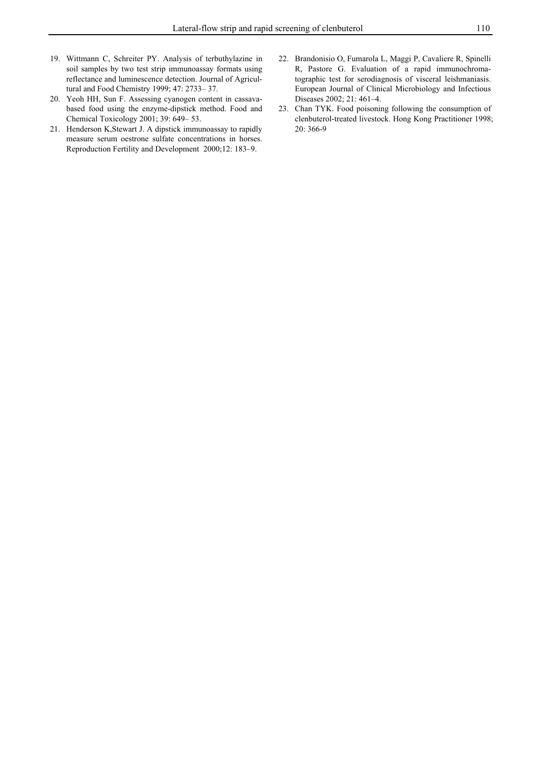19. Wittmann C, Schreiter PY. Analysis of terbuthylazine in soil samples by two test strip immunoassay formats using reflectance and luminescence detection. Journal of Agricultural and Food Chemistry 1999; 47: 2733– 37.
20. Yeoh HH, Sun F. Assessing cyanogen content in cassava-based food using the enzyme-dipstick method. Food and Chemical Toxicology 2001; 39: 649– 53.
21. Henderson K,Stewart J. A dipstick immunoassay to rapidly measure serum oestrone sulfate concentrations in horses. Reproduction Fertility and Development 2000;12: 183–9.
22. Brandonisio O, Fumarola L, Maggi P, Cavaliere R, Spinelli R, Pastore G. Evaluation of a rapid immunochromatographic test for serodiagnosis of visceral leishmaniasis. European Journal of Clinical Microbiology and Infectious Diseases 2002; 21: 461–4.
23. Chan TYK. Food poisoning following the consumption of clenbuterol-treated livestock. Hong Kong Practitioner 1998; 20: 366-9